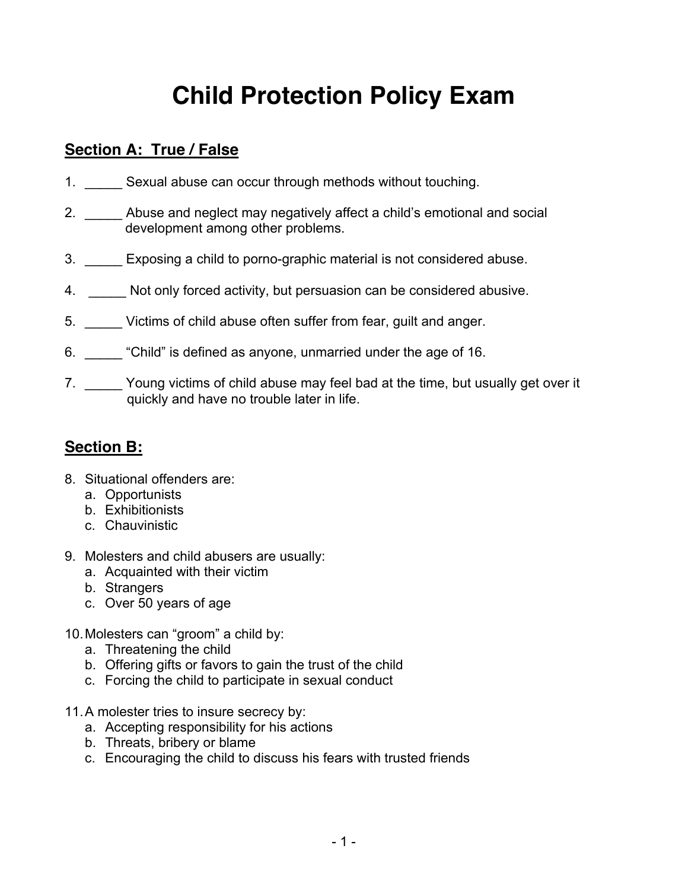# Child Protection Policy Exam

## Section A: True / False

1. _____ Sexual abuse can occur through methods without touching.

2. _____ Abuse and neglect may negatively affect a child's emotional and social development among other problems.

3. _____ Exposing a child to porno-graphic material is not considered abuse.

4. _____ Not only forced activity, but persuasion can be considered abusive.

5. _____ Victims of child abuse often suffer from fear, guilt and anger.

6. _____ "Child" is defined as anyone, unmarried under the age of 16.

7. _____ Young victims of child abuse may feel bad at the time, but usually get over it quickly and have no trouble later in life.

## Section B:

8. Situational offenders are:
   a. Opportunists
   b. Exhibitionists
   c. Chauvinistic

9. Molesters and child abusers are usually:
   a. Acquainted with their victim
   b. Strangers
   c. Over 50 years of age

10. Molesters can "groom" a child by:
    a. Threatening the child
    b. Offering gifts or favors to gain the trust of the child
    c. Forcing the child to participate in sexual conduct

11. A molester tries to insure secrecy by:
    a. Accepting responsibility for his actions
    b. Threats, bribery or blame
    c. Encouraging the child to discuss his fears with trusted friends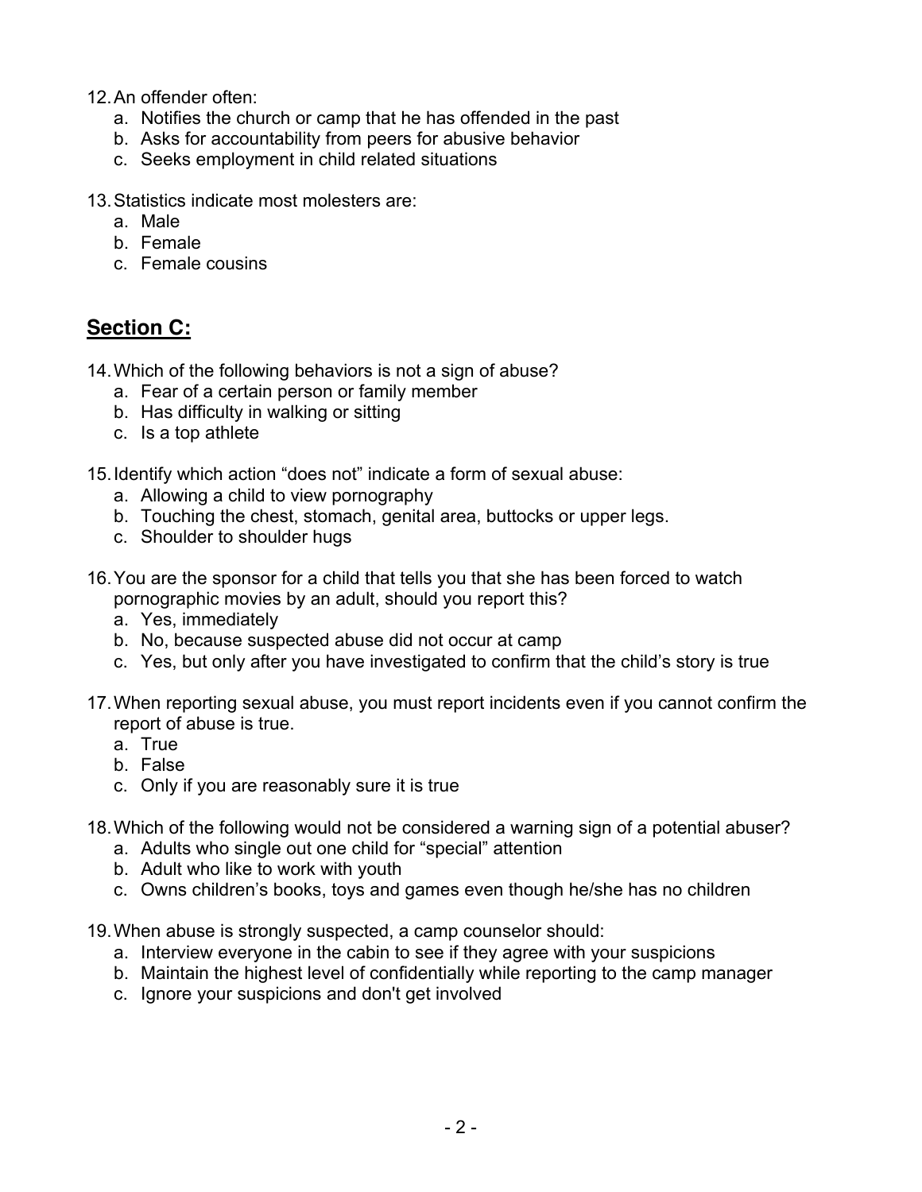12. An offender often:
    a. Notifies the church or camp that he has offended in the past
    b. Asks for accountability from peers for abusive behavior
    c. Seeks employment in child related situations

13. Statistics indicate most molesters are:
    a. Male
    b. Female
    c. Female cousins

## <u>Section C:</u>

14. Which of the following behaviors is not a sign of abuse?
    a. Fear of a certain person or family member
    b. Has difficulty in walking or sitting
    c. Is a top athlete

15. Identify which action "does not" indicate a form of sexual abuse:
    a. Allowing a child to view pornography
    b. Touching the chest, stomach, genital area, buttocks or upper legs.
    c. Shoulder to shoulder hugs

16. You are the sponsor for a child that tells you that she has been forced to watch pornographic movies by an adult, should you report this?
    a. Yes, immediately
    b. No, because suspected abuse did not occur at camp
    c. Yes, but only after you have investigated to confirm that the child's story is true

17. When reporting sexual abuse, you must report incidents even if you cannot confirm the report of abuse is true.
    a. True
    b. False
    c. Only if you are reasonably sure it is true

18. Which of the following would not be considered a warning sign of a potential abuser?
    a. Adults who single out one child for "special" attention
    b. Adult who like to work with youth
    c. Owns children's books, toys and games even though he/she has no children

19. When abuse is strongly suspected, a camp counselor should:
    a. Interview everyone in the cabin to see if they agree with your suspicions
    b. Maintain the highest level of confidentially while reporting to the camp manager
    c. Ignore your suspicions and don't get involved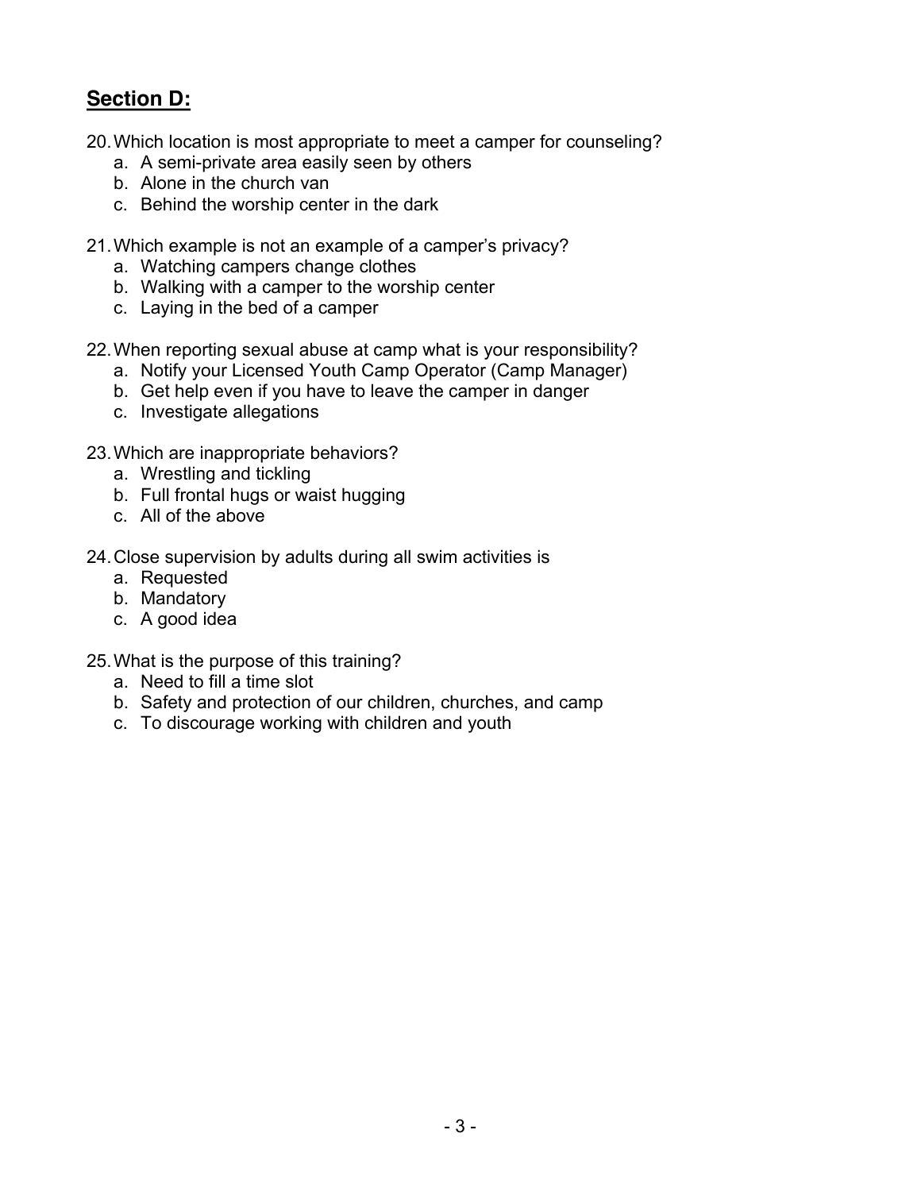## **Section D:**

20. Which location is most appropriate to meet a camper for counseling?
    a. A semi-private area easily seen by others
    b. Alone in the church van
    c. Behind the worship center in the dark

21. Which example is not an example of a camper's privacy?
    a. Watching campers change clothes
    b. Walking with a camper to the worship center
    c. Laying in the bed of a camper

22. When reporting sexual abuse at camp what is your responsibility?
    a. Notify your Licensed Youth Camp Operator (Camp Manager)
    b. Get help even if you have to leave the camper in danger
    c. Investigate allegations

23. Which are inappropriate behaviors?
    a. Wrestling and tickling
    b. Full frontal hugs or waist hugging
    c. All of the above

24. Close supervision by adults during all swim activities is
    a. Requested
    b. Mandatory
    c. A good idea

25. What is the purpose of this training?
    a. Need to fill a time slot
    b. Safety and protection of our children, churches, and camp
    c. To discourage working with children and youth